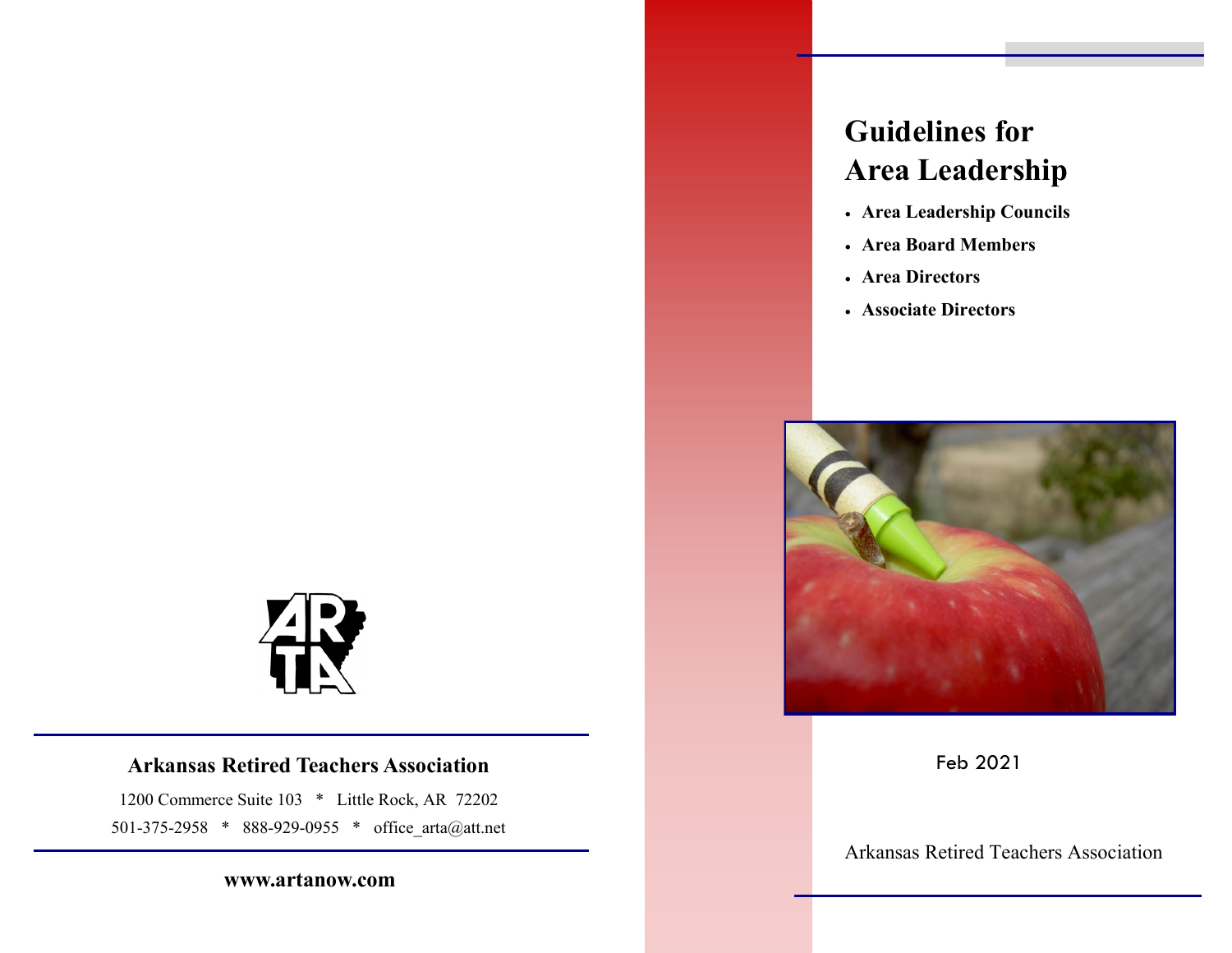**Arkansas Retired Teachers Association**

1200 Commerce Suite 103 * Little Rock, AR 72202

501-375-2958 * 888-929-0955 * office_arta@att.net

**www.artanow.com**

# Guidelines for Area Leadership

- **Area Leadership Councils**
- **Area Board Members**
- **Area Directors**
- **Associate Directors**

Feb 2021

Arkansas Retired Teachers Association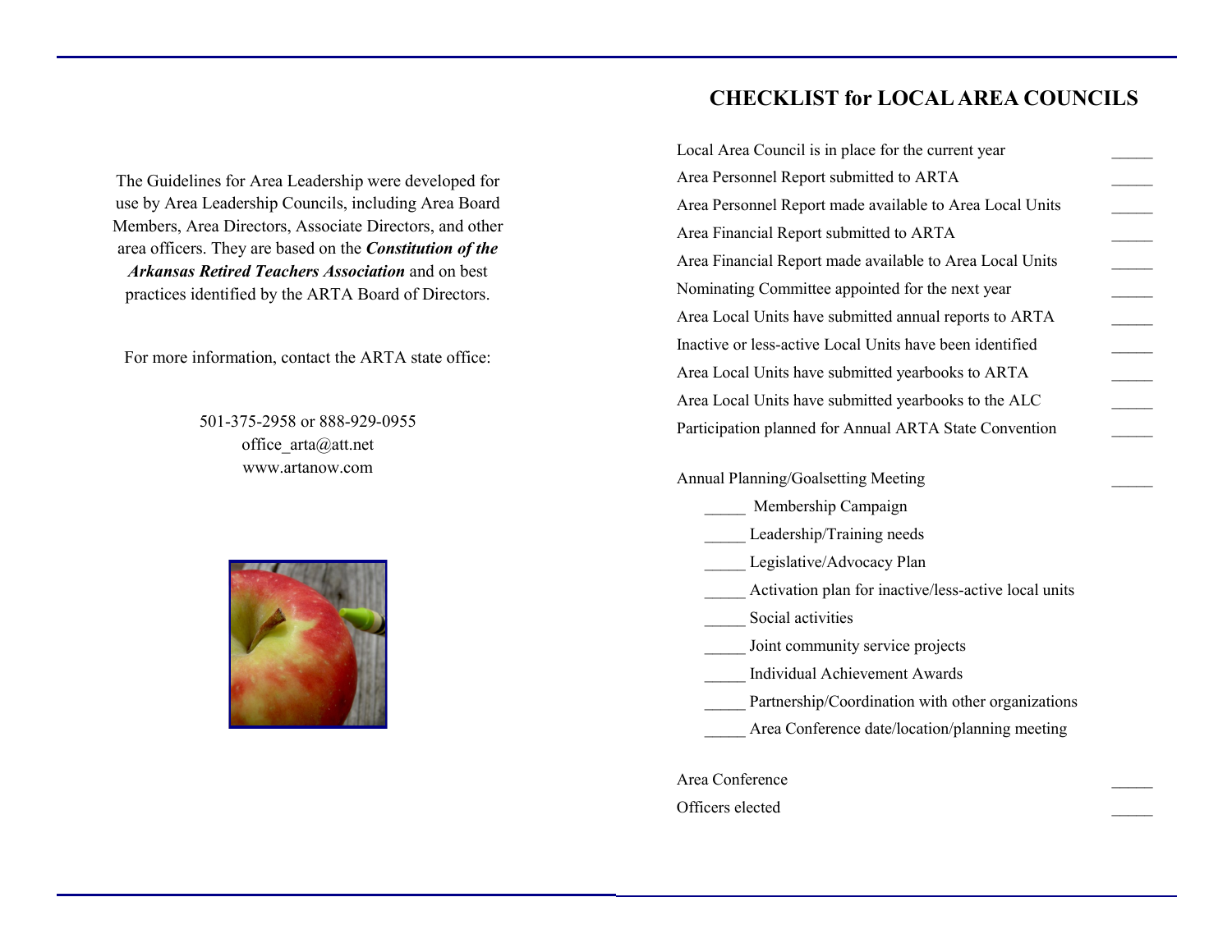The Guidelines for Area Leadership were developed for use by Area Leadership Councils, including Area Board Members, Area Directors, Associate Directors, and other area officers. They are based on the ***Constitution of the Arkansas Retired Teachers Association*** and on best practices identified by the ARTA Board of Directors.

For more information, contact the ARTA state office:

501-375-2958 or 888-929-0955
office_arta@att.net
www.artanow.com

# CHECKLIST for LOCAL AREA COUNCILS

Local Area Council is in place for the current year _____

Area Personnel Report submitted to ARTA _____

Area Personnel Report made available to Area Local Units _____

Area Financial Report submitted to ARTA _____

Area Financial Report made available to Area Local Units _____

Nominating Committee appointed for the next year _____

Area Local Units have submitted annual reports to ARTA _____

Inactive or less-active Local Units have been identified _____

Area Local Units have submitted yearbooks to ARTA _____

Area Local Units have submitted yearbooks to the ALC _____

Participation planned for Annual ARTA State Convention _____

Annual Planning/Goalsetting Meeting _____

- _____ Membership Campaign
- _____ Leadership/Training needs
- _____ Legislative/Advocacy Plan
- _____ Activation plan for inactive/less-active local units
- _____ Social activities
- _____ Joint community service projects
- _____ Individual Achievement Awards
- _____ Partnership/Coordination with other organizations
- _____ Area Conference date/location/planning meeting

Area Conference _____

Officers elected _____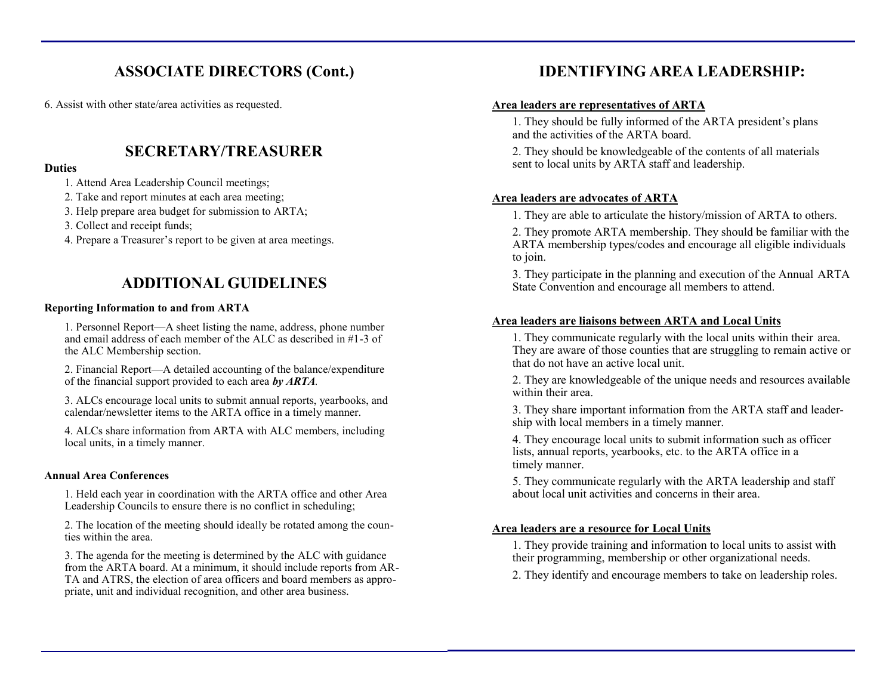## ASSOCIATE DIRECTORS (Cont.)

6. Assist with other state/area activities as requested.

## SECRETARY/TREASURER

**Duties**

1. Attend Area Leadership Council meetings;
2. Take and report minutes at each area meeting;
3. Help prepare area budget for submission to ARTA;
3. Collect and receipt funds;
4. Prepare a Treasurer's report to be given at area meetings.

## ADDITIONAL GUIDELINES

**Reporting Information to and from ARTA**

1. Personnel Report—A sheet listing the name, address, phone number and email address of each member of the ALC as described in #1-3 of the ALC Membership section.

2. Financial Report—A detailed accounting of the balance/expenditure of the financial support provided to each area ***by ARTA**.*

3. ALCs encourage local units to submit annual reports, yearbooks, and calendar/newsletter items to the ARTA office in a timely manner.

4. ALCs share information from ARTA with ALC members, including local units, in a timely manner.

**Annual Area Conferences**

1. Held each year in coordination with the ARTA office and other Area Leadership Councils to ensure there is no conflict in scheduling;

2. The location of the meeting should ideally be rotated among the counties within the area.

3. The agenda for the meeting is determined by the ALC with guidance from the ARTA board. At a minimum, it should include reports from ARTA and ATRS, the election of area officers and board members as appropriate, unit and individual recognition, and other area business.

## IDENTIFYING AREA LEADERSHIP:

**Area leaders are representatives of ARTA**

1. They should be fully informed of the ARTA president's plans and the activities of the ARTA board.

2. They should be knowledgeable of the contents of all materials sent to local units by ARTA staff and leadership.

**Area leaders are advocates of ARTA**

1. They are able to articulate the history/mission of ARTA to others.

2. They promote ARTA membership. They should be familiar with the ARTA membership types/codes and encourage all eligible individuals to join.

3. They participate in the planning and execution of the Annual ARTA State Convention and encourage all members to attend.

**Area leaders are liaisons between ARTA and Local Units**

1. They communicate regularly with the local units within their area. They are aware of those counties that are struggling to remain active or that do not have an active local unit.

2. They are knowledgeable of the unique needs and resources available within their area.

3. They share important information from the ARTA staff and leadership with local members in a timely manner.

4. They encourage local units to submit information such as officer lists, annual reports, yearbooks, etc. to the ARTA office in a timely manner.

5. They communicate regularly with the ARTA leadership and staff about local unit activities and concerns in their area.

**Area leaders are a resource for Local Units**

1. They provide training and information to local units to assist with their programming, membership or other organizational needs.

2. They identify and encourage members to take on leadership roles.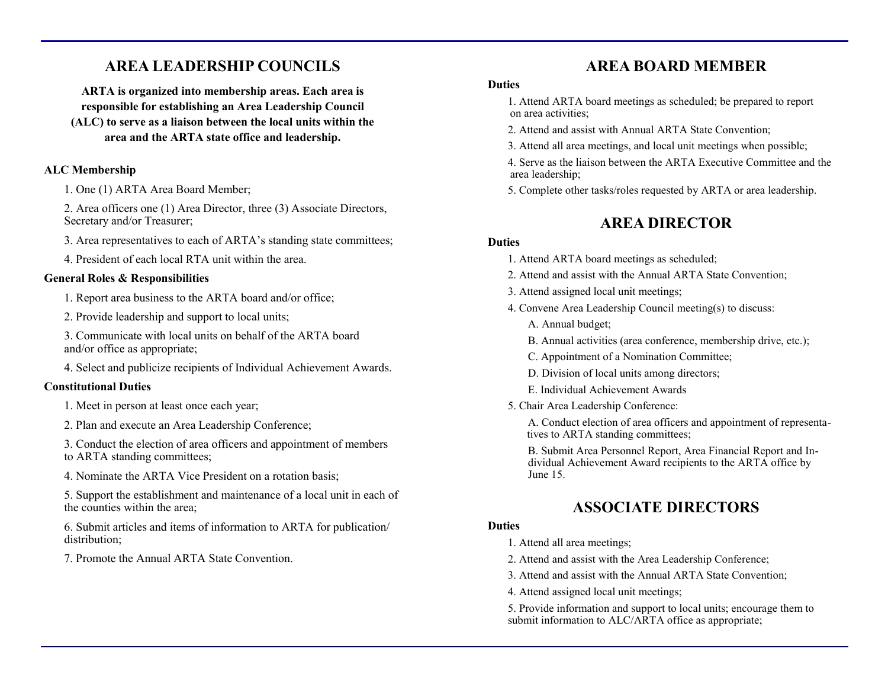## AREA LEADERSHIP COUNCILS

**ARTA is organized into membership areas. Each area is responsible for establishing an Area Leadership Council (ALC) to serve as a liaison between the local units within the area and the ARTA state office and leadership.**

### ALC Membership

1. One (1) ARTA Area Board Member;
2. Area officers one (1) Area Director, three (3) Associate Directors, Secretary and/or Treasurer;
3. Area representatives to each of ARTA's standing state committees;
4. President of each local RTA unit within the area.

### General Roles & Responsibilities

1. Report area business to the ARTA board and/or office;
2. Provide leadership and support to local units;
3. Communicate with local units on behalf of the ARTA board and/or office as appropriate;
4. Select and publicize recipients of Individual Achievement Awards.

### Constitutional Duties

1. Meet in person at least once each year;
2. Plan and execute an Area Leadership Conference;
3. Conduct the election of area officers and appointment of members to ARTA standing committees;
4. Nominate the ARTA Vice President on a rotation basis;
5. Support the establishment and maintenance of a local unit in each of the counties within the area;
6. Submit articles and items of information to ARTA for publication/ distribution;
7. Promote the Annual ARTA State Convention.

## AREA BOARD MEMBER

### Duties

1. Attend ARTA board meetings as scheduled; be prepared to report on area activities;
2. Attend and assist with Annual ARTA State Convention;
3. Attend all area meetings, and local unit meetings when possible;
4. Serve as the liaison between the ARTA Executive Committee and the area leadership;
5. Complete other tasks/roles requested by ARTA or area leadership.

## AREA DIRECTOR

### Duties

1. Attend ARTA board meetings as scheduled;
2. Attend and assist with the Annual ARTA State Convention;
3. Attend assigned local unit meetings;
4. Convene Area Leadership Council meeting(s) to discuss:
   - A. Annual budget;
   - B. Annual activities (area conference, membership drive, etc.);
   - C. Appointment of a Nomination Committee;
   - D. Division of local units among directors;
   - E. Individual Achievement Awards
5. Chair Area Leadership Conference:
   - A. Conduct election of area officers and appointment of representatives to ARTA standing committees;
   - B. Submit Area Personnel Report, Area Financial Report and Individual Achievement Award recipients to the ARTA office by June 15.

## ASSOCIATE DIRECTORS

### Duties

1. Attend all area meetings;
2. Attend and assist with the Area Leadership Conference;
3. Attend and assist with the Annual ARTA State Convention;
4. Attend assigned local unit meetings;
5. Provide information and support to local units; encourage them to submit information to ALC/ARTA office as appropriate;